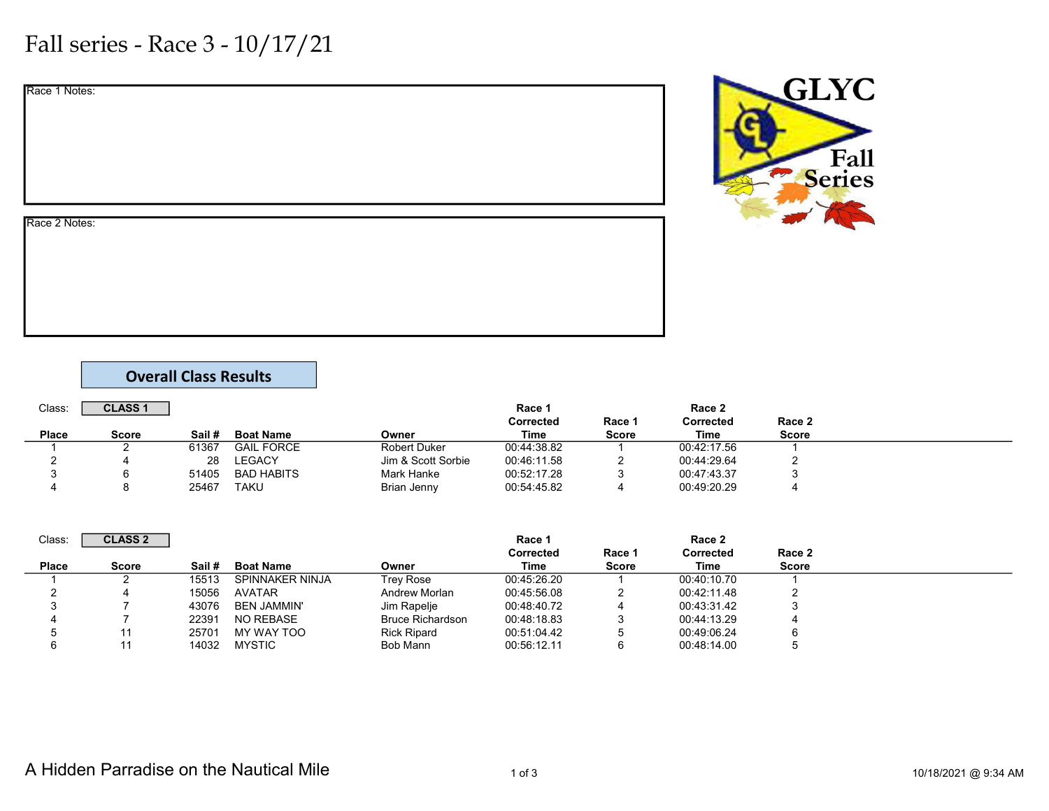# Fall series - Race 3 - 10/17/21

Race 1 Notes:

Race 2 Notes:

GLYC Fall Series

## Overall Class Results

Class: **CLASS 1**

| Place | Score | Sail # | Boat Name | Owner | Race 1 Corrected Time | Race 1 Score | Race 2 Corrected Time | Race 2 Score |
|---|---|---|---|---|---|---|---|---|
| 1 | 2 | 61367 | GAIL FORCE | Robert Duker | 00:44:38.82 | 1 | 00:42:17.56 | 1 |
| 2 | 4 | 28 | LEGACY | Jim & Scott Sorbie | 00:46:11.58 | 2 | 00:44:29.64 | 2 |
| 3 | 6 | 51405 | BAD HABITS | Mark Hanke | 00:52:17.28 | 3 | 00:47:43.37 | 3 |
| 4 | 8 | 25467 | TAKU | Brian Jenny | 00:54:45.82 | 4 | 00:49:20.29 | 4 |

Class: **CLASS 2**

| Place | Score | Sail # | Boat Name | Owner | Race 1 Corrected Time | Race 1 Score | Race 2 Corrected Time | Race 2 Score |
|---|---|---|---|---|---|---|---|---|
| 1 | 2 | 15513 | SPINNAKER NINJA | Trey Rose | 00:45:26.20 | 1 | 00:40:10.70 | 1 |
| 2 | 4 | 15056 | AVATAR | Andrew Morlan | 00:45:56.08 | 2 | 00:42:11.48 | 2 |
| 3 | 7 | 43076 | BEN JAMMIN' | Jim Rapelje | 00:48:40.72 | 4 | 00:43:31.42 | 3 |
| 4 | 7 | 22391 | NO REBASE | Bruce Richardson | 00:48:18.83 | 3 | 00:44:13.29 | 4 |
| 5 | 11 | 25701 | MY WAY TOO | Rick Ripard | 00:51:04.42 | 5 | 00:49:06.24 | 6 |
| 6 | 11 | 14032 | MYSTIC | Bob Mann | 00:56:12.11 | 6 | 00:48:14.00 | 5 |

A Hidden Parradise on the Nautical Mile

10/18/2021 @ 9:34 AM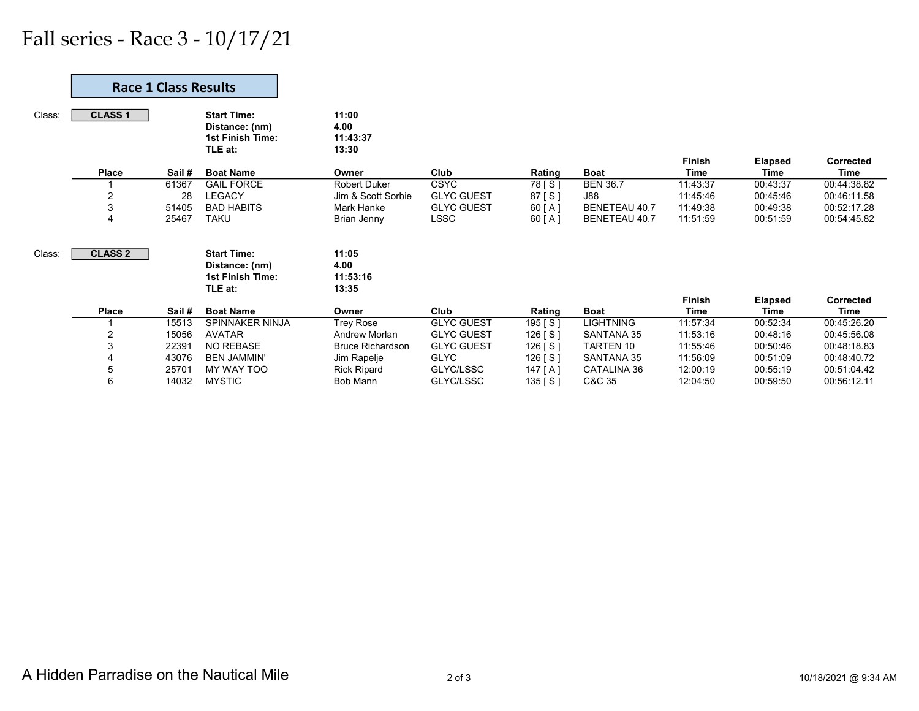# Fall series - Race 3 - 10/17/21

## Race 1 Class Results

Class: **CLASS 1**

**Start Time:** 11:00
**Distance: (nm)** 4.00
**1st Finish Time:** 11:43:37
**TLE at:** 13:30

| Place | Sail # | Boat Name | Owner | Club | Rating | Boat | Finish Time | Elapsed Time | Corrected Time |
|---|---|---|---|---|---|---|---|---|---|
| 1 | 61367 | GAIL FORCE | Robert Duker | CSYC | 78 [ S ] | BEN 36.7 | 11:43:37 | 00:43:37 | 00:44:38.82 |
| 2 | 28 | LEGACY | Jim & Scott Sorbie | GLYC GUEST | 87 [ S ] | J88 | 11:45:46 | 00:45:46 | 00:46:11.58 |
| 3 | 51405 | BAD HABITS | Mark Hanke | GLYC GUEST | 60 [ A ] | BENETEAU 40.7 | 11:49:38 | 00:49:38 | 00:52:17.28 |
| 4 | 25467 | TAKU | Brian Jenny | LSSC | 60 [ A ] | BENETEAU 40.7 | 11:51:59 | 00:51:59 | 00:54:45.82 |

Class: **CLASS 2**

**Start Time:** 11:05
**Distance: (nm)** 4.00
**1st Finish Time:** 11:53:16
**TLE at:** 13:35

| Place | Sail # | Boat Name | Owner | Club | Rating | Boat | Finish Time | Elapsed Time | Corrected Time |
|---|---|---|---|---|---|---|---|---|---|
| 1 | 15513 | SPINNAKER NINJA | Trey Rose | GLYC GUEST | 195 [ S ] | LIGHTNING | 11:57:34 | 00:52:34 | 00:45:26.20 |
| 2 | 15056 | AVATAR | Andrew Morlan | GLYC GUEST | 126 [ S ] | SANTANA 35 | 11:53:16 | 00:48:16 | 00:45:56.08 |
| 3 | 22391 | NO REBASE | Bruce Richardson | GLYC GUEST | 126 [ S ] | TARTEN 10 | 11:55:46 | 00:50:46 | 00:48:18.83 |
| 4 | 43076 | BEN JAMMIN' | Jim Rapelje | GLYC | 126 [ S ] | SANTANA 35 | 11:56:09 | 00:51:09 | 00:48:40.72 |
| 5 | 25701 | MY WAY TOO | Rick Ripard | GLYC/LSSC | 147 [ A ] | CATALINA 36 | 12:00:19 | 00:55:19 | 00:51:04.42 |
| 6 | 14032 | MYSTIC | Bob Mann | GLYC/LSSC | 135 [ S ] | C&C 35 | 12:04:50 | 00:59:50 | 00:56:12.11 |

A Hidden Parradise on the Nautical Mile

10/18/2021 @ 9:34 AM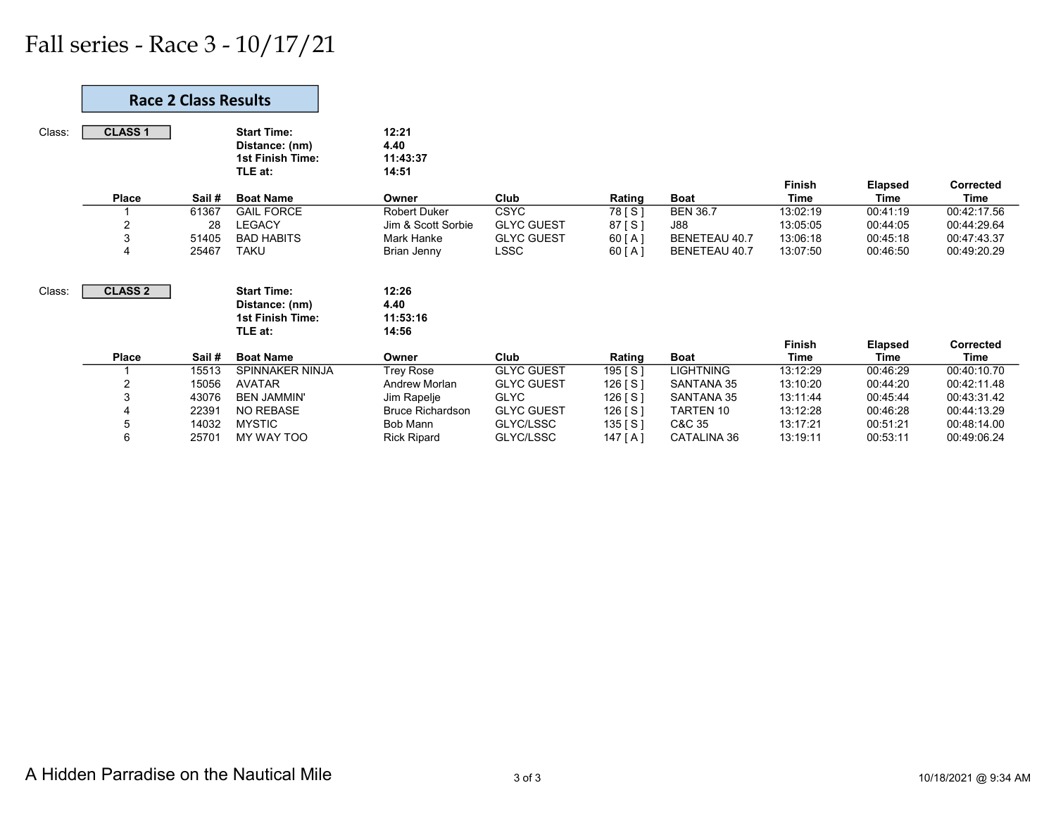# Fall series - Race 3 - 10/17/21

## Race 2 Class Results

Class: **CLASS 1**

**Start Time:** 12:21
**Distance: (nm)** 4.40
**1st Finish Time:** 11:43:37
**TLE at:** 14:51

| Place | Sail # | Boat Name | Owner | Club | Rating | Boat | Finish Time | Elapsed Time | Corrected Time |
|---|---|---|---|---|---|---|---|---|---|
| 1 | 61367 | GAIL FORCE | Robert Duker | CSYC | 78 [ S ] | BEN 36.7 | 13:02:19 | 00:41:19 | 00:42:17.56 |
| 2 | 28 | LEGACY | Jim & Scott Sorbie | GLYC GUEST | 87 [ S ] | J88 | 13:05:05 | 00:44:05 | 00:44:29.64 |
| 3 | 51405 | BAD HABITS | Mark Hanke | GLYC GUEST | 60 [ A ] | BENETEAU 40.7 | 13:06:18 | 00:45:18 | 00:47:43.37 |
| 4 | 25467 | TAKU | Brian Jenny | LSSC | 60 [ A ] | BENETEAU 40.7 | 13:07:50 | 00:46:50 | 00:49:20.29 |

Class: **CLASS 2**

**Start Time:** 12:26
**Distance: (nm)** 4.40
**1st Finish Time:** 11:53:16
**TLE at:** 14:56

| Place | Sail # | Boat Name | Owner | Club | Rating | Boat | Finish Time | Elapsed Time | Corrected Time |
|---|---|---|---|---|---|---|---|---|---|
| 1 | 15513 | SPINNAKER NINJA | Trey Rose | GLYC GUEST | 195 [ S ] | LIGHTNING | 13:12:29 | 00:46:29 | 00:40:10.70 |
| 2 | 15056 | AVATAR | Andrew Morlan | GLYC GUEST | 126 [ S ] | SANTANA 35 | 13:10:20 | 00:44:20 | 00:42:11.48 |
| 3 | 43076 | BEN JAMMIN' | Jim Rapelje | GLYC | 126 [ S ] | SANTANA 35 | 13:11:44 | 00:45:44 | 00:43:31.42 |
| 4 | 22391 | NO REBASE | Bruce Richardson | GLYC GUEST | 126 [ S ] | TARTEN 10 | 13:12:28 | 00:46:28 | 00:44:13.29 |
| 5 | 14032 | MYSTIC | Bob Mann | GLYC/LSSC | 135 [ S ] | C&C 35 | 13:17:21 | 00:51:21 | 00:48:14.00 |
| 6 | 25701 | MY WAY TOO | Rick Ripard | GLYC/LSSC | 147 [ A ] | CATALINA 36 | 13:19:11 | 00:53:11 | 00:49:06.24 |